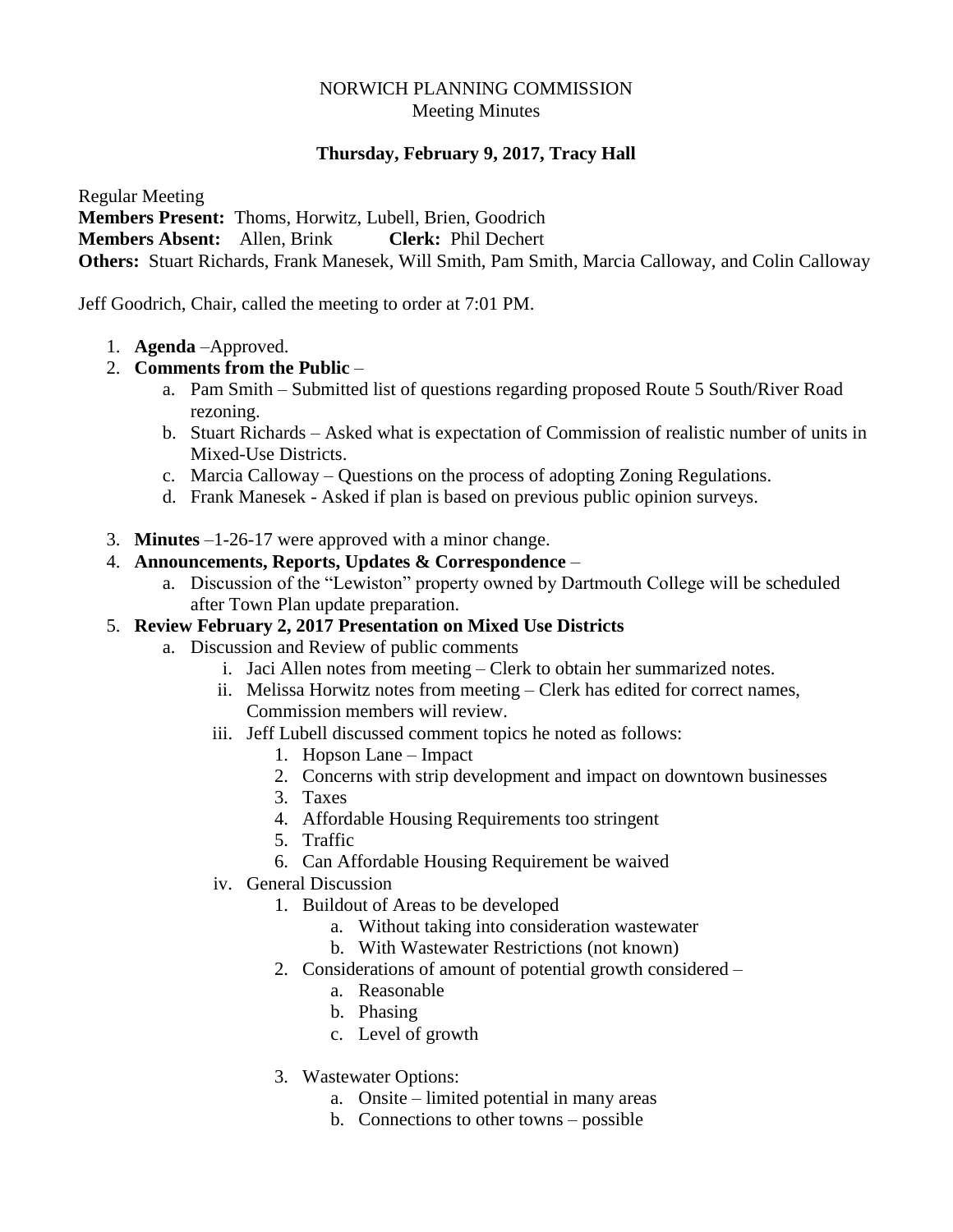NORWICH PLANNING COMMISSION
Meeting Minutes

**Thursday, February 9, 2017, Tracy Hall**

Regular Meeting
**Members Present:** Thoms, Horwitz, Lubell, Brien, Goodrich
**Members Absent:** Allen, Brink **Clerk:** Phil Dechert
**Others:** Stuart Richards, Frank Manesek, Will Smith, Pam Smith, Marcia Calloway, and Colin Calloway

Jeff Goodrich, Chair, called the meeting to order at 7:01 PM.

1. **Agenda** –Approved.
2. **Comments from the Public** –
   a. Pam Smith – Submitted list of questions regarding proposed Route 5 South/River Road rezoning.
   b. Stuart Richards – Asked what is expectation of Commission of realistic number of units in Mixed-Use Districts.
   c. Marcia Calloway – Questions on the process of adopting Zoning Regulations.
   d. Frank Manesek - Asked if plan is based on previous public opinion surveys.
3. **Minutes** –1-26-17 were approved with a minor change.
4. **Announcements, Reports, Updates & Correspondence** –
   a. Discussion of the "Lewiston" property owned by Dartmouth College will be scheduled after Town Plan update preparation.
5. **Review February 2, 2017 Presentation on Mixed Use Districts**
   a. Discussion and Review of public comments
      i. Jaci Allen notes from meeting – Clerk to obtain her summarized notes.
      ii. Melissa Horwitz notes from meeting – Clerk has edited for correct names, Commission members will review.
      iii. Jeff Lubell discussed comment topics he noted as follows:
         1. Hopson Lane – Impact
         2. Concerns with strip development and impact on downtown businesses
         3. Taxes
         4. Affordable Housing Requirements too stringent
         5. Traffic
         6. Can Affordable Housing Requirement be waived
      iv. General Discussion
         1. Buildout of Areas to be developed
            a. Without taking into consideration wastewater
            b. With Wastewater Restrictions (not known)
         2. Considerations of amount of potential growth considered –
            a. Reasonable
            b. Phasing
            c. Level of growth
         3. Wastewater Options:
            a. Onsite – limited potential in many areas
            b. Connections to other towns – possible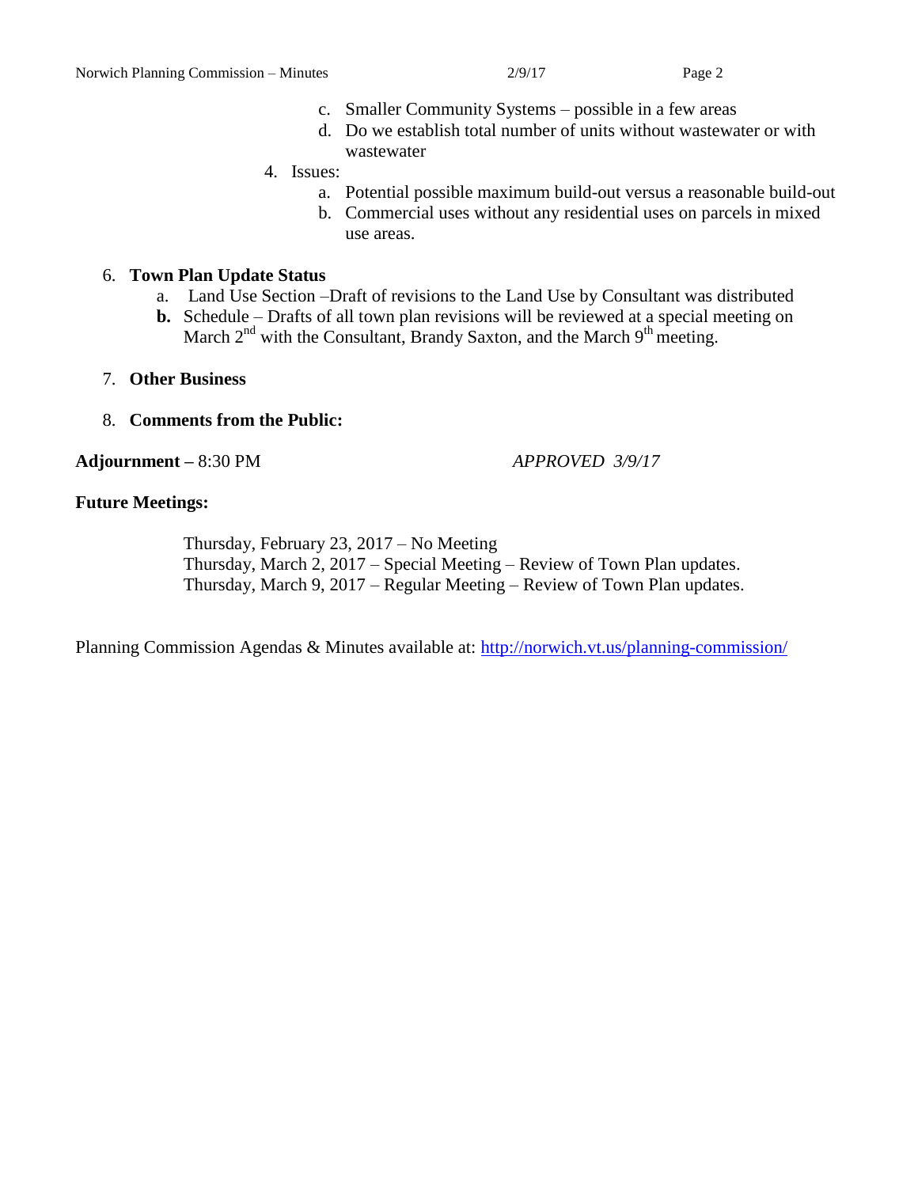c. Smaller Community Systems – possible in a few areas
   d. Do we establish total number of units without wastewater or with wastewater

4. Issues:
   a. Potential possible maximum build-out versus a reasonable build-out
   b. Commercial uses without any residential uses on parcels in mixed use areas.

6. **Town Plan Update Status**
   a. Land Use Section –Draft of revisions to the Land Use by Consultant was distributed
   **b.** Schedule – Drafts of all town plan revisions will be reviewed at a special meeting on March 2nd with the Consultant, Brandy Saxton, and the March 9th meeting.

7. **Other Business**

8. **Comments from the Public:**

**Adjournment –** 8:30 PM

*APPROVED 3/9/17*

**Future Meetings:**

Thursday, February 23, 2017 – No Meeting
Thursday, March 2, 2017 – Special Meeting – Review of Town Plan updates.
Thursday, March 9, 2017 – Regular Meeting – Review of Town Plan updates.

Planning Commission Agendas & Minutes available at: [http://norwich.vt.us/planning-commission/](http://norwich.vt.us/planning-commission/)